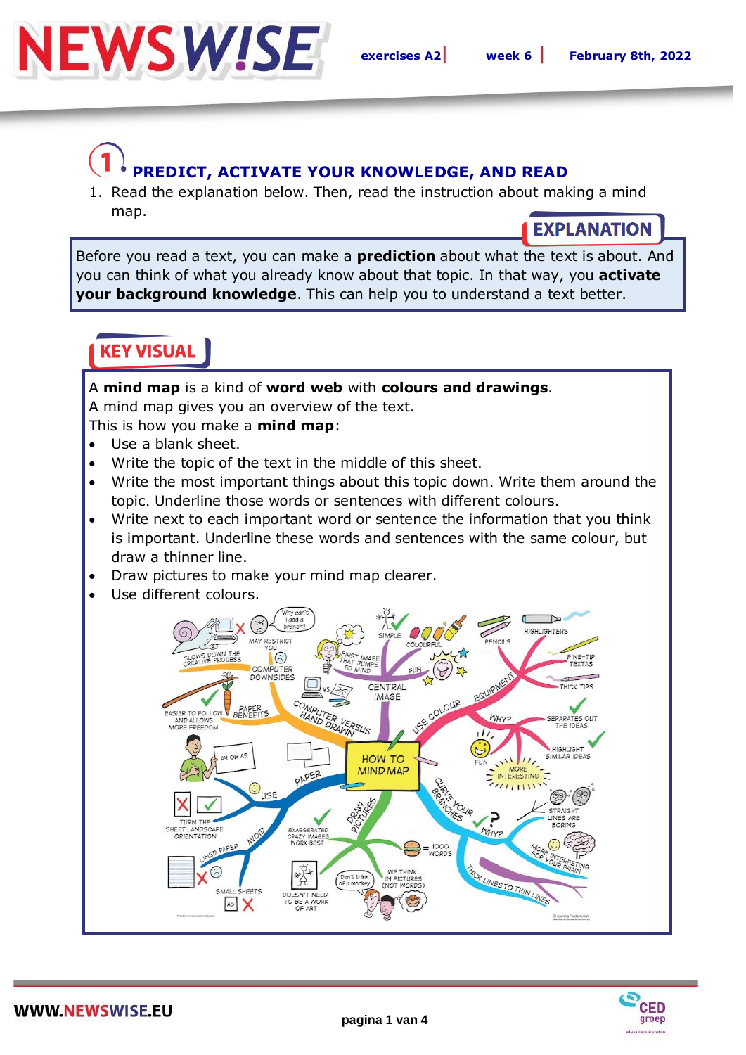# NEWSWISE

exercises A2 | week 6 | February 8th, 2022

## 1 PREDICT, ACTIVATE YOUR KNOWLEDGE, AND READ

1. Read the explanation below. Then, read the instruction about making a mind map.

**EXPLANATION**

Before you read a text, you can make a **prediction** about what the text is about. And you can think of what you already know about that topic. In that way, you **activate your background knowledge**. This can help you to understand a text better.

**KEY VISUAL**

A **mind map** is a kind of **word web** with **colours and drawings**.
A mind map gives you an overview of the text.
This is how you make a **mind map**:

- Use a blank sheet.
- Write the topic of the text in the middle of this sheet.
- Write the most important things about this topic down. Write them around the topic. Underline those words or sentences with different colours.
- Write next to each important word or sentence the information that you think is important. Underline these words and sentences with the same colour, but draw a thinner line.
- Draw pictures to make your mind map clearer.
- Use different colours.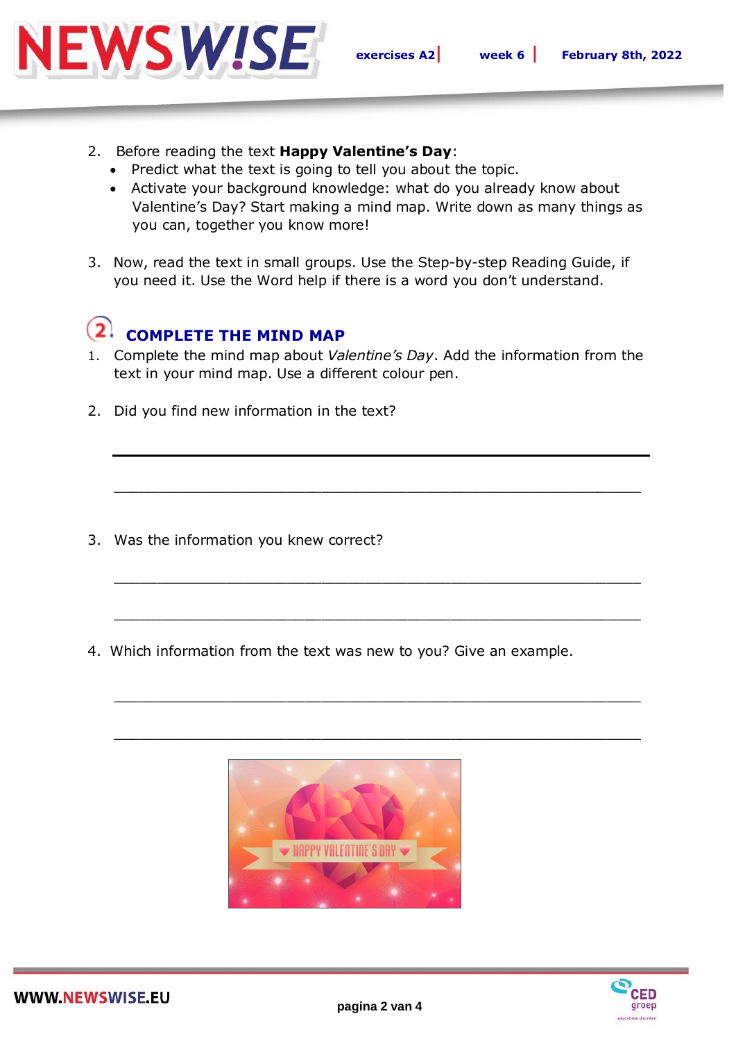2. Before reading the text **Happy Valentine's Day**:
   - Predict what the text is going to tell you about the topic.
   - Activate your background knowledge: what do you already know about Valentine's Day? Start making a mind map. Write down as many things as you can, together you know more!

3. Now, read the text in small groups. Use the Step-by-step Reading Guide, if you need it. Use the Word help if there is a word you don't understand.

## 2. COMPLETE THE MIND MAP

1. Complete the mind map about *Valentine's Day*. Add the information from the text in your mind map. Use a different colour pen.

2. Did you find new information in the text?

   ___________________________________________________________

   ___________________________________________________________

3. Was the information you knew correct?

   ___________________________________________________________

   ___________________________________________________________

4. Which information from the text was new to you? Give an example.

   ___________________________________________________________

   ___________________________________________________________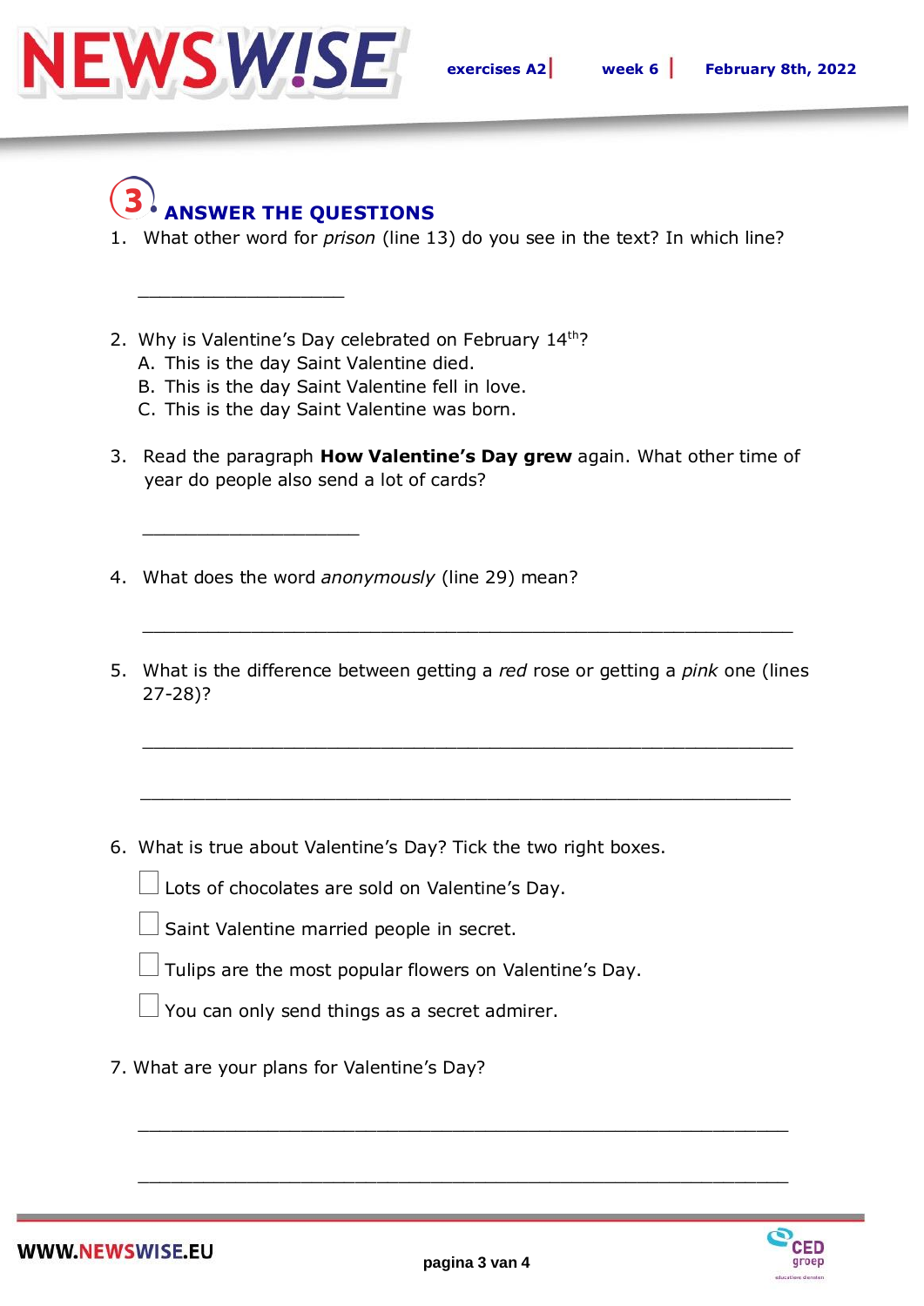## 3. ANSWER THE QUESTIONS

1. What other word for *prison* (line 13) do you see in the text? In which line?

   ___________________

2. Why is Valentine's Day celebrated on February 14th?
   A. This is the day Saint Valentine died.
   B. This is the day Saint Valentine fell in love.
   C. This is the day Saint Valentine was born.

3. Read the paragraph **How Valentine's Day grew** again. What other time of year do people also send a lot of cards?

   ____________________

4. What does the word *anonymously* (line 29) mean?

   ____________________________________________________________

5. What is the difference between getting a *red* rose or getting a *pink* one (lines 27-28)?

   ____________________________________________________________

   ____________________________________________________________

6. What is true about Valentine's Day? Tick the two right boxes.

   - [ ] Lots of chocolates are sold on Valentine's Day.
   - [ ] Saint Valentine married people in secret.
   - [ ] Tulips are the most popular flowers on Valentine's Day.
   - [ ] You can only send things as a secret admirer.

7. What are your plans for Valentine's Day?

   ____________________________________________________________

   ____________________________________________________________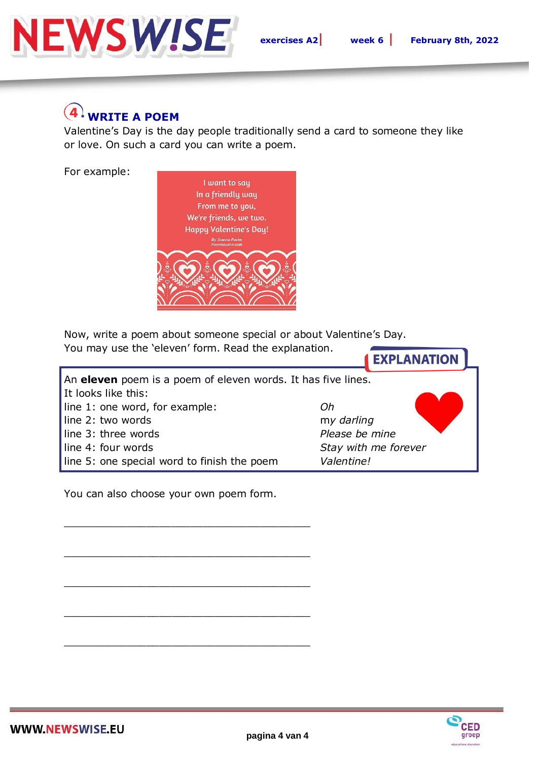## 4. WRITE A POEM

Valentine's Day is the day people traditionally send a card to someone they like or love. On such a card you can write a poem.

For example:

I want to say
In a friendly way
From me to you,
We're friends, we two.
Happy Valentine's Day!

By Joanna Fuchs
Poemsource.com

Now, write a poem about someone special or about Valentine's Day.
You may use the 'eleven' form. Read the explanation.

**EXPLANATION**

An **eleven** poem is a poem of eleven words. It has five lines.
It looks like this:

| | |
|---|---|
| line 1: one word, for example: | *Oh* |
| line 2: two words | *my darling* |
| line 3: three words | *Please be mine* |
| line 4: four words | *Stay with me forever* |
| line 5: one special word to finish the poem | *Valentine!* |

You can also choose your own poem form.

\_\_\_\_\_\_\_\_\_\_\_\_\_\_\_\_\_\_\_\_\_\_\_\_\_\_\_\_\_\_\_\_\_\_\_\_\_\_\_\_

\_\_\_\_\_\_\_\_\_\_\_\_\_\_\_\_\_\_\_\_\_\_\_\_\_\_\_\_\_\_\_\_\_\_\_\_\_\_\_\_

\_\_\_\_\_\_\_\_\_\_\_\_\_\_\_\_\_\_\_\_\_\_\_\_\_\_\_\_\_\_\_\_\_\_\_\_\_\_\_\_

\_\_\_\_\_\_\_\_\_\_\_\_\_\_\_\_\_\_\_\_\_\_\_\_\_\_\_\_\_\_\_\_\_\_\_\_\_\_\_\_

\_\_\_\_\_\_\_\_\_\_\_\_\_\_\_\_\_\_\_\_\_\_\_\_\_\_\_\_\_\_\_\_\_\_\_\_\_\_\_\_